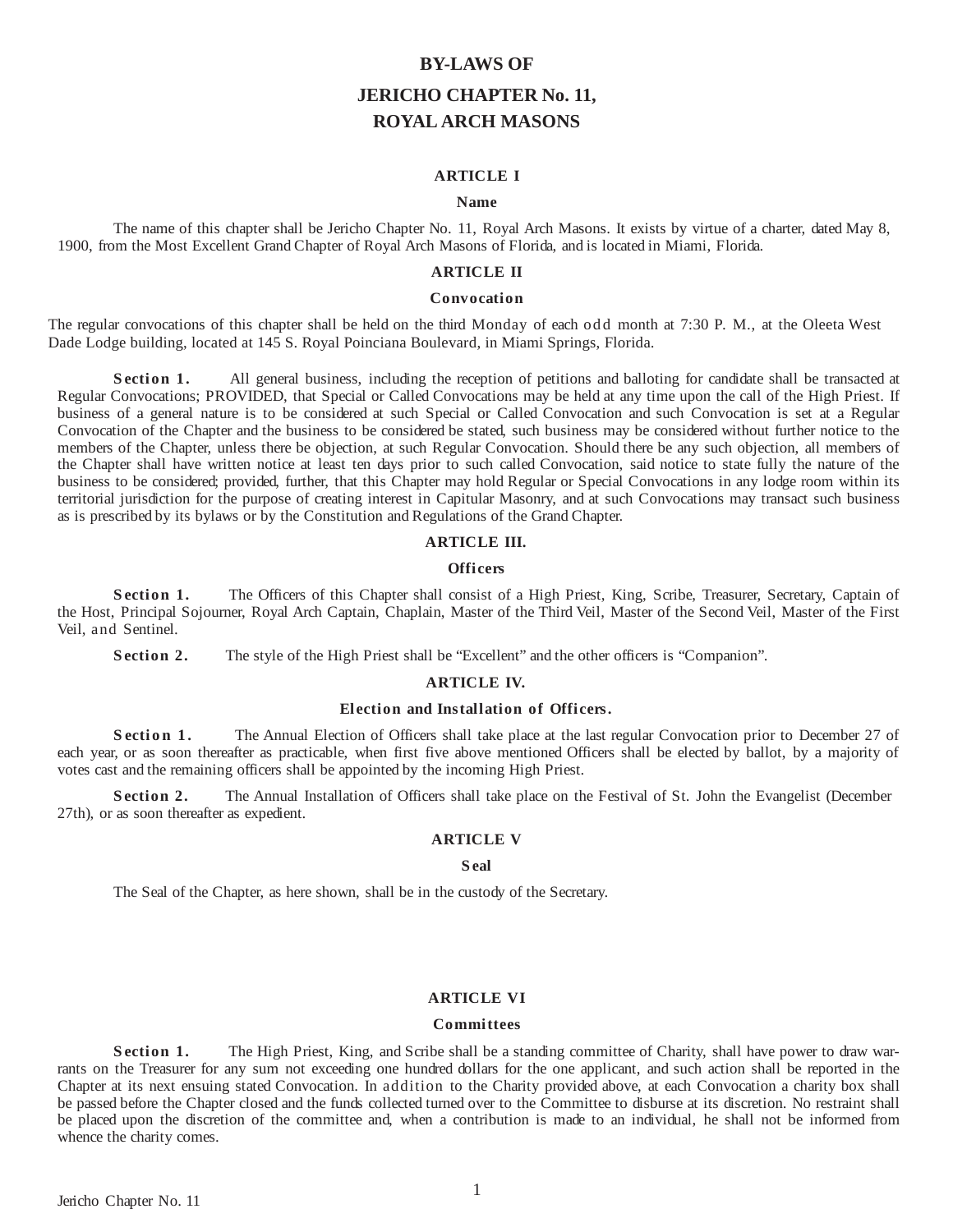# BY-LAWS OF

# JERICHO CHAPTER No. 11, ROYAL ARCH MASONS

## ARTICLE I

### Name

The name of this chapter shall be Jericho Chapter No. 11, Royal Arch Masons. It exists by virtue of a charter, dated May 8, 1900, from the Most Excellent Grand Chapter of Royal Arch Masons of Florida, and is located in Miami, Florida.

## ARTICLE II

### Convocation

The regular convocations of this chapter shall be held on the third Monday of each odd month at 7:30 P. M., at the Oleeta West Dade Lodge building, located at 145 S. Royal Poinciana Boulevard, in Miami Springs, Florida.

**Section 1.** All general business, including the reception of petitions and balloting for candidate shall be transacted at Regular Convocations; PROVIDED, that Special or Called Convocations may be held at any time upon the call of the High Priest. If business of a general nature is to be considered at such Special or Called Convocation and such Convocation is set at a Regular Convocation of the Chapter and the business to be considered be stated, such business may be considered without further notice to the members of the Chapter, unless there be objection, at such Regular Convocation. Should there be any such objection, all members of the Chapter shall have written notice at least ten days prior to such called Convocation, said notice to state fully the nature of the business to be considered; provided, further, that this Chapter may hold Regular or Special Convocations in any lodge room within its territorial jurisdiction for the purpose of creating interest in Capitular Masonry, and at such Convocations may transact such business as is prescribed by its bylaws or by the Constitution and Regulations of the Grand Chapter.

## ARTICLE III.

### Officers

**Section 1.** The Officers of this Chapter shall consist of a High Priest, King, Scribe, Treasurer, Secretary, Captain of the Host, Principal Sojourner, Royal Arch Captain, Chaplain, Master of the Third Veil, Master of the Second Veil, Master of the First Veil, and Sentinel.

**Section 2.** The style of the High Priest shall be "Excellent" and the other officers is "Companion".

## ARTICLE IV.

### Election and Installation of Officers.

**Section 1.** The Annual Election of Officers shall take place at the last regular Convocation prior to December 27 of each year, or as soon thereafter as practicable, when first five above mentioned Officers shall be elected by ballot, by a majority of votes cast and the remaining officers shall be appointed by the incoming High Priest.

**Section 2.** The Annual Installation of Officers shall take place on the Festival of St. John the Evangelist (December 27th), or as soon thereafter as expedient.

## ARTICLE V

### Seal

The Seal of the Chapter, as here shown, shall be in the custody of the Secretary.

## ARTICLE VI

### Committees

**Section 1.** The High Priest, King, and Scribe shall be a standing committee of Charity, shall have power to draw warrants on the Treasurer for any sum not exceeding one hundred dollars for the one applicant, and such action shall be reported in the Chapter at its next ensuing stated Convocation. In addition to the Charity provided above, at each Convocation a charity box shall be passed before the Chapter closed and the funds collected turned over to the Committee to disburse at its discretion. No restraint shall be placed upon the discretion of the committee and, when a contribution is made to an individual, he shall not be informed from whence the charity comes.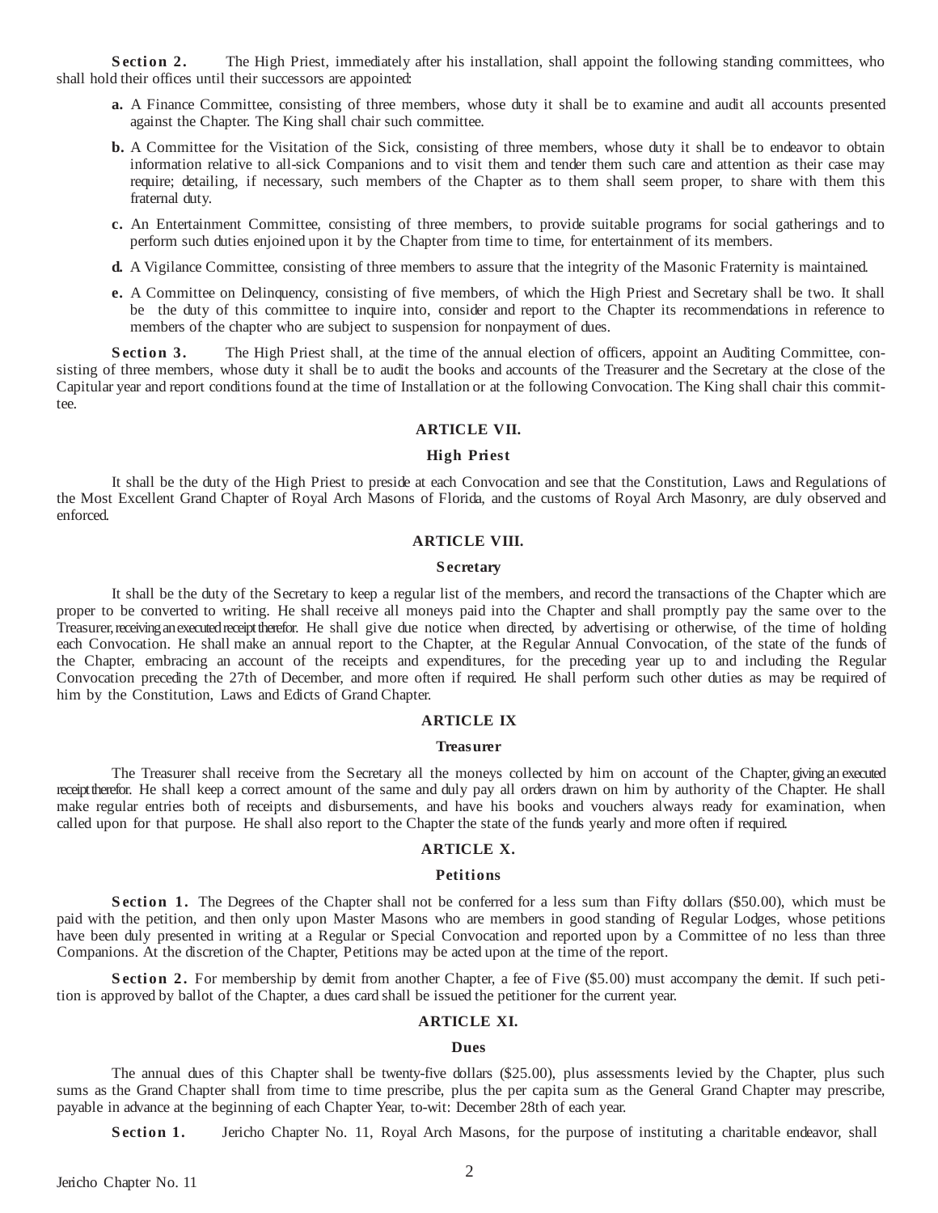**Section 2.** The High Priest, immediately after his installation, shall appoint the following standing committees, who shall hold their offices until their successors are appointed:

**a.** A Finance Committee, consisting of three members, whose duty it shall be to examine and audit all accounts presented against the Chapter. The King shall chair such committee.

**b.** A Committee for the Visitation of the Sick, consisting of three members, whose duty it shall be to endeavor to obtain information relative to all-sick Companions and to visit them and tender them such care and attention as their case may require; detailing, if necessary, such members of the Chapter as to them shall seem proper, to share with them this fraternal duty.

**c.** An Entertainment Committee, consisting of three members, to provide suitable programs for social gatherings and to perform such duties enjoined upon it by the Chapter from time to time, for entertainment of its members.

**d.** A Vigilance Committee, consisting of three members to assure that the integrity of the Masonic Fraternity is maintained.

**e.** A Committee on Delinquency, consisting of five members, of which the High Priest and Secretary shall be two. It shall be the duty of this committee to inquire into, consider and report to the Chapter its recommendations in reference to members of the chapter who are subject to suspension for nonpayment of dues.

**Section 3.** The High Priest shall, at the time of the annual election of officers, appoint an Auditing Committee, consisting of three members, whose duty it shall be to audit the books and accounts of the Treasurer and the Secretary at the close of the Capitular year and report conditions found at the time of Installation or at the following Convocation. The King shall chair this committee.

## ARTICLE VII.

### High Priest

It shall be the duty of the High Priest to preside at each Convocation and see that the Constitution, Laws and Regulations of the Most Excellent Grand Chapter of Royal Arch Masons of Florida, and the customs of Royal Arch Masonry, are duly observed and enforced.

## ARTICLE VIII.

### Secretary

It shall be the duty of the Secretary to keep a regular list of the members, and record the transactions of the Chapter which are proper to be converted to writing. He shall receive all moneys paid into the Chapter and shall promptly pay the same over to the Treasurer, receiving an executed receipt therefor. He shall give due notice when directed, by advertising or otherwise, of the time of holding each Convocation. He shall make an annual report to the Chapter, at the Regular Annual Convocation, of the state of the funds of the Chapter, embracing an account of the receipts and expenditures, for the preceding year up to and including the Regular Convocation preceding the 27th of December, and more often if required. He shall perform such other duties as may be required of him by the Constitution, Laws and Edicts of Grand Chapter.

## ARTICLE IX

### Treasurer

The Treasurer shall receive from the Secretary all the moneys collected by him on account of the Chapter, giving an executed receipt therefor. He shall keep a correct amount of the same and duly pay all orders drawn on him by authority of the Chapter. He shall make regular entries both of receipts and disbursements, and have his books and vouchers always ready for examination, when called upon for that purpose. He shall also report to the Chapter the state of the funds yearly and more often if required.

## ARTICLE X.

### Petitions

**Section 1.** The Degrees of the Chapter shall not be conferred for a less sum than Fifty dollars ($50.00), which must be paid with the petition, and then only upon Master Masons who are members in good standing of Regular Lodges, whose petitions have been duly presented in writing at a Regular or Special Convocation and reported upon by a Committee of no less than three Companions. At the discretion of the Chapter, Petitions may be acted upon at the time of the report.

**Section 2.** For membership by demit from another Chapter, a fee of Five ($5.00) must accompany the demit. If such petition is approved by ballot of the Chapter, a dues card shall be issued the petitioner for the current year.

## ARTICLE XI.

### Dues

The annual dues of this Chapter shall be twenty-five dollars ($25.00), plus assessments levied by the Chapter, plus such sums as the Grand Chapter shall from time to time prescribe, plus the per capita sum as the General Grand Chapter may prescribe, payable in advance at the beginning of each Chapter Year, to-wit: December 28th of each year.

**Section 1.** Jericho Chapter No. 11, Royal Arch Masons, for the purpose of instituting a charitable endeavor, shall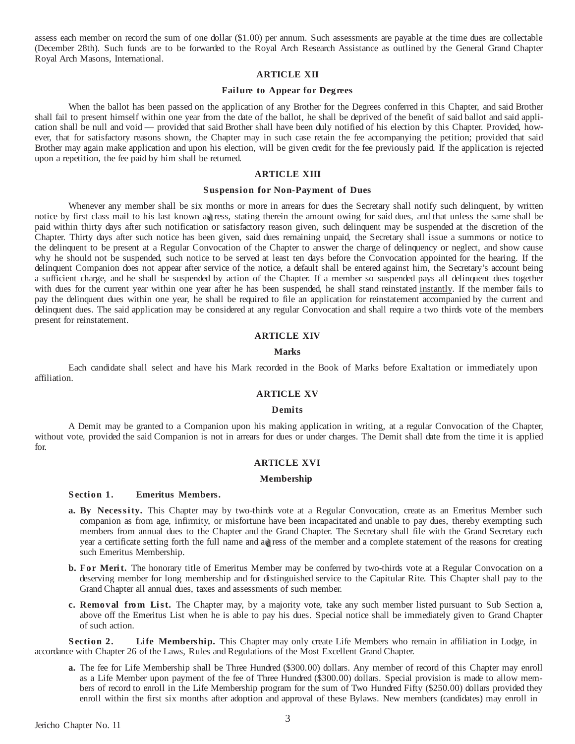assess each member on record the sum of one dollar ($1.00) per annum. Such assessments are payable at the time dues are collectable (December 28th). Such funds are to be forwarded to the Royal Arch Research Assistance as outlined by the General Grand Chapter Royal Arch Masons, International.

## ARTICLE XII

### Failure to Appear for Degrees

When the ballot has been passed on the application of any Brother for the Degrees conferred in this Chapter, and said Brother shall fail to present himself within one year from the date of the ballot, he shall be deprived of the benefit of said ballot and said application shall be null and void — provided that said Brother shall have been duly notified of his election by this Chapter. Provided, however, that for satisfactory reasons shown, the Chapter may in such case retain the fee accompanying the petition; provided that said Brother may again make application and upon his election, will be given credit for the fee previously paid. If the application is rejected upon a repetition, the fee paid by him shall be returned.

## ARTICLE XIII

### Suspension for Non-Payment of Dues

Whenever any member shall be six months or more in arrears for dues the Secretary shall notify such delinquent, by written notice by first class mail to his last known address, stating therein the amount owing for said dues, and that unless the same shall be paid within thirty days after such notification or satisfactory reason given, such delinquent may be suspended at the discretion of the Chapter. Thirty days after such notice has been given, said dues remaining unpaid, the Secretary shall issue a summons or notice to the delinquent to be present at a Regular Convocation of the Chapter to answer the charge of delinquency or neglect, and show cause why he should not be suspended, such notice to be served at least ten days before the Convocation appointed for the hearing. If the delinquent Companion does not appear after service of the notice, a default shall be entered against him, the Secretary's account being a sufficient charge, and he shall be suspended by action of the Chapter. If a member so suspended pays all delinquent dues together with dues for the current year within one year after he has been suspended, he shall stand reinstated <u>instantly</u>. If the member fails to pay the delinquent dues within one year, he shall be required to file an application for reinstatement accompanied by the current and delinquent dues. The said application may be considered at any regular Convocation and shall require a two thirds vote of the members present for reinstatement.

## ARTICLE XIV

### Marks

Each candidate shall select and have his Mark recorded in the Book of Marks before Exaltation or immediately upon affiliation.

## ARTICLE XV

### Demits

A Demit may be granted to a Companion upon his making application in writing, at a regular Convocation of the Chapter, without vote, provided the said Companion is not in arrears for dues or under charges. The Demit shall date from the time it is applied for.

## ARTICLE XVI

### Membership

**Section 1. Emeritus Members.**

**a. By Necessity.** This Chapter may by two-thirds vote at a Regular Convocation, create as an Emeritus Member such companion as from age, infirmity, or misfortune have been incapacitated and unable to pay dues, thereby exempting such members from annual dues to the Chapter and the Grand Chapter. The Secretary shall file with the Grand Secretary each year a certificate setting forth the full name and address of the member and a complete statement of the reasons for creating such Emeritus Membership.

**b. For Merit.** The honorary title of Emeritus Member may be conferred by two-thirds vote at a Regular Convocation on a deserving member for long membership and for distinguished service to the Capitular Rite. This Chapter shall pay to the Grand Chapter all annual dues, taxes and assessments of such member.

**c. Removal from List.** The Chapter may, by a majority vote, take any such member listed pursuant to Sub Section a, above off the Emeritus List when he is able to pay his dues. Special notice shall be immediately given to Grand Chapter of such action.

**Section 2. Life Membership.** This Chapter may only create Life Members who remain in affiliation in Lodge, in accordance with Chapter 26 of the Laws, Rules and Regulations of the Most Excellent Grand Chapter.

**a.** The fee for Life Membership shall be Three Hundred ($300.00) dollars. Any member of record of this Chapter may enroll as a Life Member upon payment of the fee of Three Hundred ($300.00) dollars. Special provision is made to allow members of record to enroll in the Life Membership program for the sum of Two Hundred Fifty ($250.00) dollars provided they enroll within the first six months after adoption and approval of these Bylaws. New members (candidates) may enroll in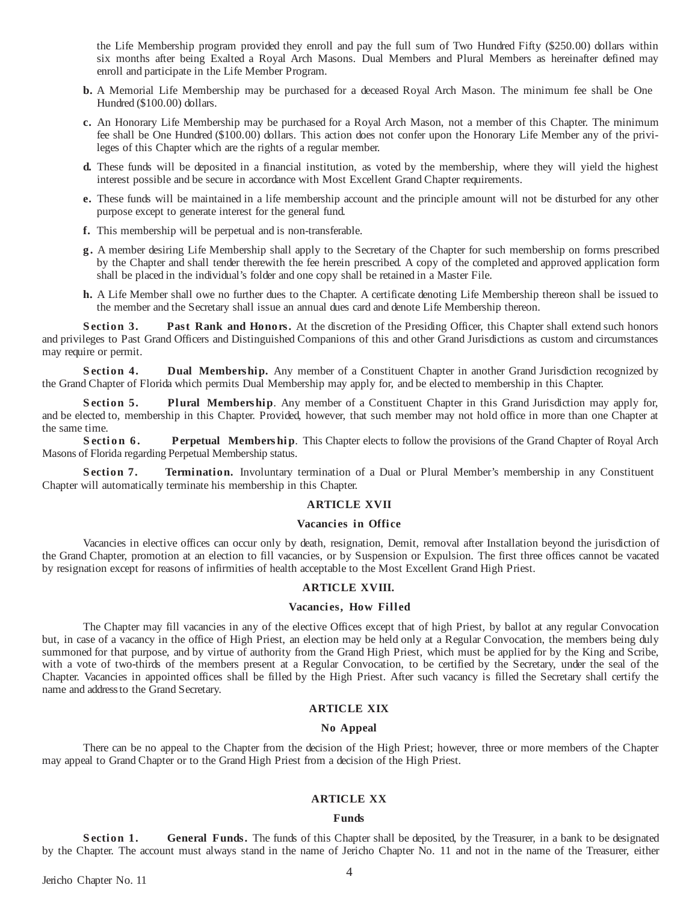the Life Membership program provided they enroll and pay the full sum of Two Hundred Fifty ($250.00) dollars within six months after being Exalted a Royal Arch Masons. Dual Members and Plural Members as hereinafter defined may enroll and participate in the Life Member Program.

**b.** A Memorial Life Membership may be purchased for a deceased Royal Arch Mason. The minimum fee shall be One Hundred ($100.00) dollars.

**c.** An Honorary Life Membership may be purchased for a Royal Arch Mason, not a member of this Chapter. The minimum fee shall be One Hundred ($100.00) dollars. This action does not confer upon the Honorary Life Member any of the privileges of this Chapter which are the rights of a regular member.

**d.** These funds will be deposited in a financial institution, as voted by the membership, where they will yield the highest interest possible and be secure in accordance with Most Excellent Grand Chapter requirements.

**e.** These funds will be maintained in a life membership account and the principle amount will not be disturbed for any other purpose except to generate interest for the general fund.

**f.** This membership will be perpetual and is non-transferable.

**g.** A member desiring Life Membership shall apply to the Secretary of the Chapter for such membership on forms prescribed by the Chapter and shall tender therewith the fee herein prescribed. A copy of the completed and approved application form shall be placed in the individual's folder and one copy shall be retained in a Master File.

**h.** A Life Member shall owe no further dues to the Chapter. A certificate denoting Life Membership thereon shall be issued to the member and the Secretary shall issue an annual dues card and denote Life Membership thereon.

**Section 3. Past Rank and Honors.** At the discretion of the Presiding Officer, this Chapter shall extend such honors and privileges to Past Grand Officers and Distinguished Companions of this and other Grand Jurisdictions as custom and circumstances may require or permit.

**Section 4. Dual Membership.** Any member of a Constituent Chapter in another Grand Jurisdiction recognized by the Grand Chapter of Florida which permits Dual Membership may apply for, and be elected to membership in this Chapter.

**Section 5. Plural Membership**. Any member of a Constituent Chapter in this Grand Jurisdiction may apply for, and be elected to, membership in this Chapter. Provided, however, that such member may not hold office in more than one Chapter at the same time.

**Section 6. Perpetual Membership**. This Chapter elects to follow the provisions of the Grand Chapter of Royal Arch Masons of Florida regarding Perpetual Membership status.

**Section 7. Termination.** Involuntary termination of a Dual or Plural Member's membership in any Constituent Chapter will automatically terminate his membership in this Chapter.

## ARTICLE XVII

### Vacancies in Office

Vacancies in elective offices can occur only by death, resignation, Demit, removal after Installation beyond the jurisdiction of the Grand Chapter, promotion at an election to fill vacancies, or by Suspension or Expulsion. The first three offices cannot be vacated by resignation except for reasons of infirmities of health acceptable to the Most Excellent Grand High Priest.

## ARTICLE XVIII.

### Vacancies, How Filled

The Chapter may fill vacancies in any of the elective Offices except that of high Priest, by ballot at any regular Convocation but, in case of a vacancy in the office of High Priest, an election may be held only at a Regular Convocation, the members being duly summoned for that purpose, and by virtue of authority from the Grand High Priest, which must be applied for by the King and Scribe, with a vote of two-thirds of the members present at a Regular Convocation, to be certified by the Secretary, under the seal of the Chapter. Vacancies in appointed offices shall be filled by the High Priest. After such vacancy is filled the Secretary shall certify the name and address to the Grand Secretary.

## ARTICLE XIX

### No Appeal

There can be no appeal to the Chapter from the decision of the High Priest; however, three or more members of the Chapter may appeal to Grand Chapter or to the Grand High Priest from a decision of the High Priest.

## ARTICLE XX

### Funds

**Section 1. General Funds.** The funds of this Chapter shall be deposited, by the Treasurer, in a bank to be designated by the Chapter. The account must always stand in the name of Jericho Chapter No. 11 and not in the name of the Treasurer, either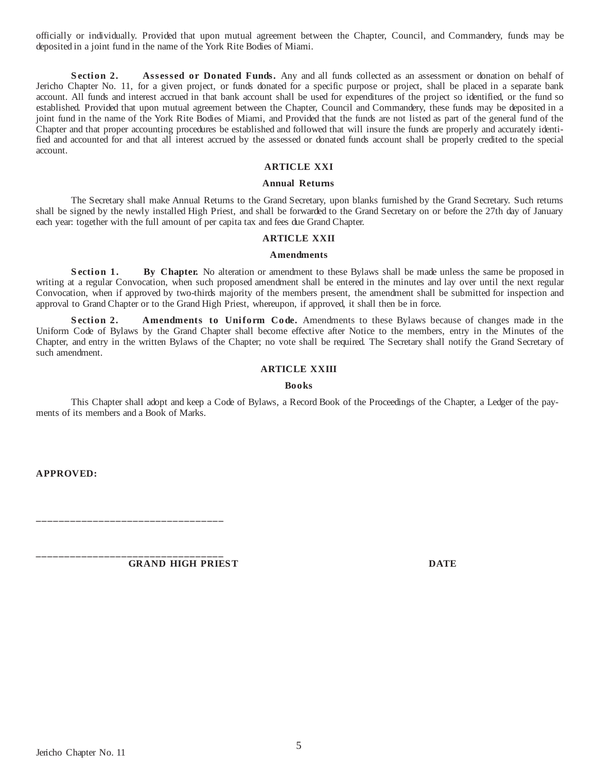officially or individually. Provided that upon mutual agreement between the Chapter, Council, and Commandery, funds may be deposited in a joint fund in the name of the York Rite Bodies of Miami.

**Section 2. Assessed or Donated Funds.** Any and all funds collected as an assessment or donation on behalf of Jericho Chapter No. 11, for a given project, or funds donated for a specific purpose or project, shall be placed in a separate bank account. All funds and interest accrued in that bank account shall be used for expenditures of the project so identified, or the fund so established. Provided that upon mutual agreement between the Chapter, Council and Commandery, these funds may be deposited in a joint fund in the name of the York Rite Bodies of Miami, and Provided that the funds are not listed as part of the general fund of the Chapter and that proper accounting procedures be established and followed that will insure the funds are properly and accurately identified and accounted for and that all interest accrued by the assessed or donated funds account shall be properly credited to the special account.

## ARTICLE XXI

### Annual Returns

The Secretary shall make Annual Returns to the Grand Secretary, upon blanks furnished by the Grand Secretary. Such returns shall be signed by the newly installed High Priest, and shall be forwarded to the Grand Secretary on or before the 27th day of January each year: together with the full amount of per capita tax and fees due Grand Chapter.

## ARTICLE XXII

### Amendments

**Section 1. By Chapter.** No alteration or amendment to these Bylaws shall be made unless the same be proposed in writing at a regular Convocation, when such proposed amendment shall be entered in the minutes and lay over until the next regular Convocation, when if approved by two-thirds majority of the members present, the amendment shall be submitted for inspection and approval to Grand Chapter or to the Grand High Priest, whereupon, if approved, it shall then be in force.

**Section 2. Amendments to Uniform Code.** Amendments to these Bylaws because of changes made in the Uniform Code of Bylaws by the Grand Chapter shall become effective after Notice to the members, entry in the Minutes of the Chapter, and entry in the written Bylaws of the Chapter; no vote shall be required. The Secretary shall notify the Grand Secretary of such amendment.

## ARTICLE XXIII

### Books

This Chapter shall adopt and keep a Code of Bylaws, a Record Book of the Proceedings of the Chapter, a Ledger of the payments of its members and a Book of Marks.

**APPROVED:**

________________________________

________________________________

**GRAND HIGH PRIEST** **DATE**